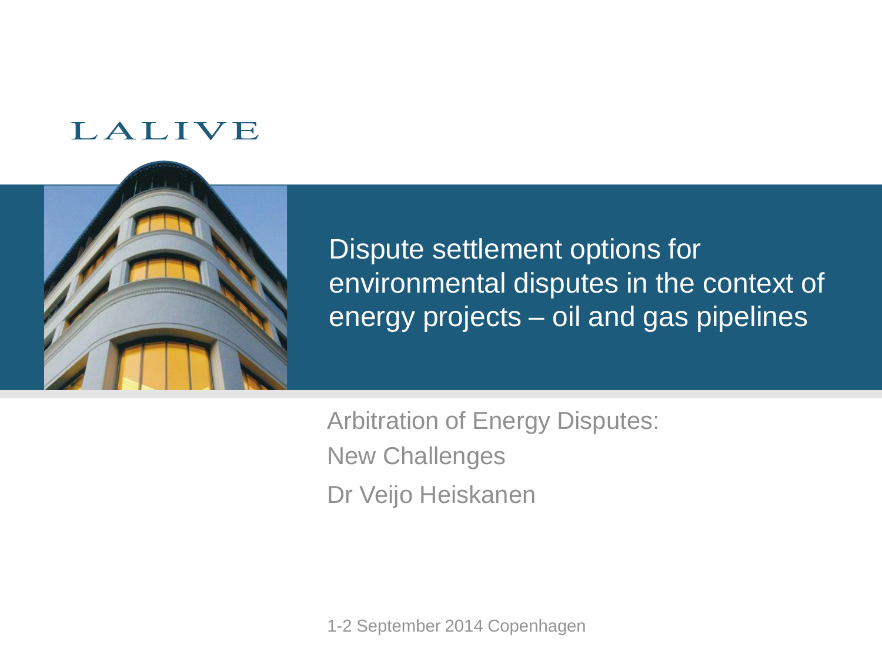LALIVE

# Dispute settlement options for environmental disputes in the context of energy projects – oil and gas pipelines

Arbitration of Energy Disputes:

New Challenges

Dr Veijo Heiskanen

1-2 September 2014 Copenhagen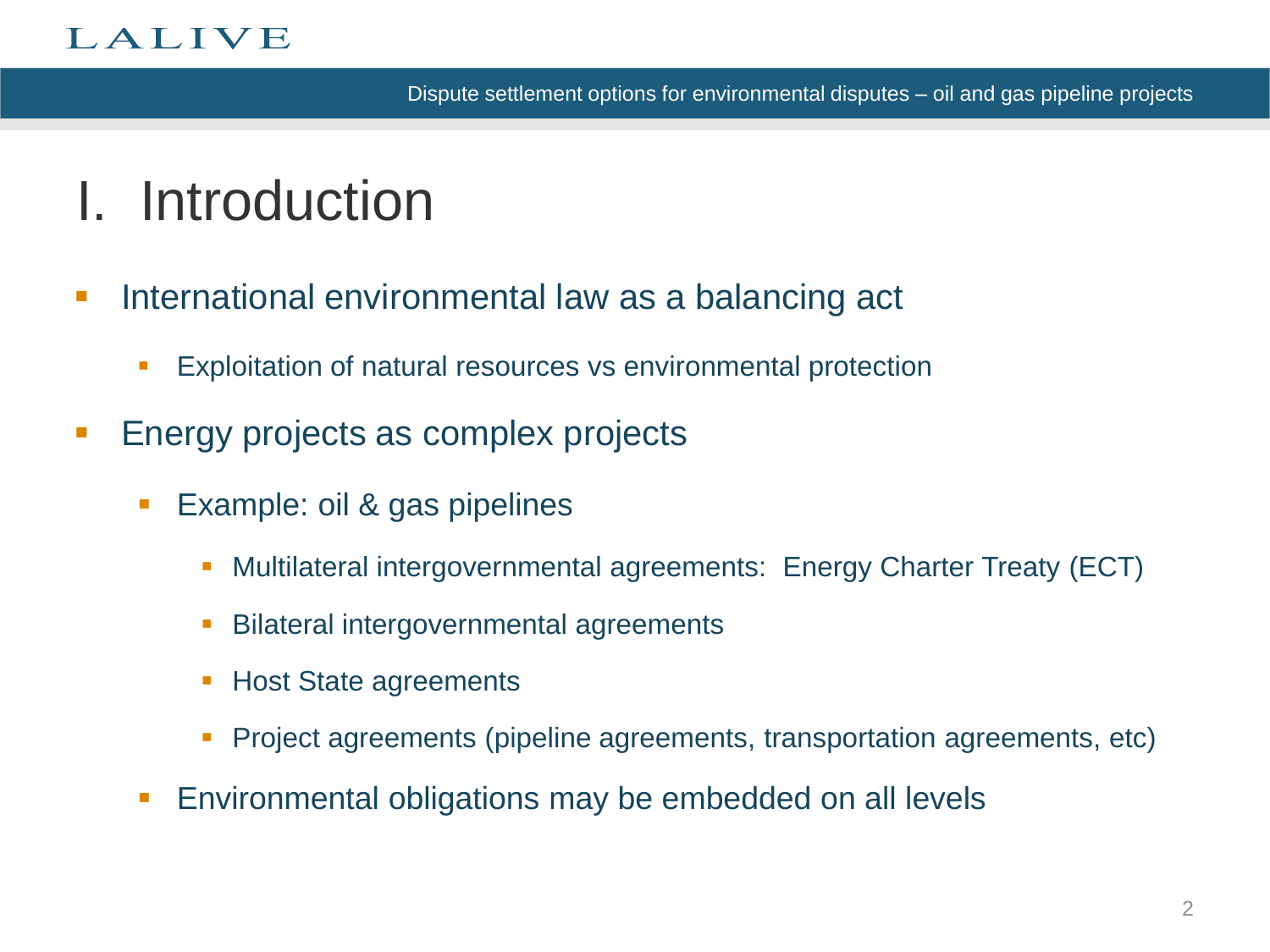# I. Introduction

- International environmental law as a balancing act
  - Exploitation of natural resources vs environmental protection
- Energy projects as complex projects
  - Example: oil & gas pipelines
    - Multilateral intergovernmental agreements: Energy Charter Treaty (ECT)
    - Bilateral intergovernmental agreements
    - Host State agreements
    - Project agreements (pipeline agreements, transportation agreements, etc)
  - Environmental obligations may be embedded on all levels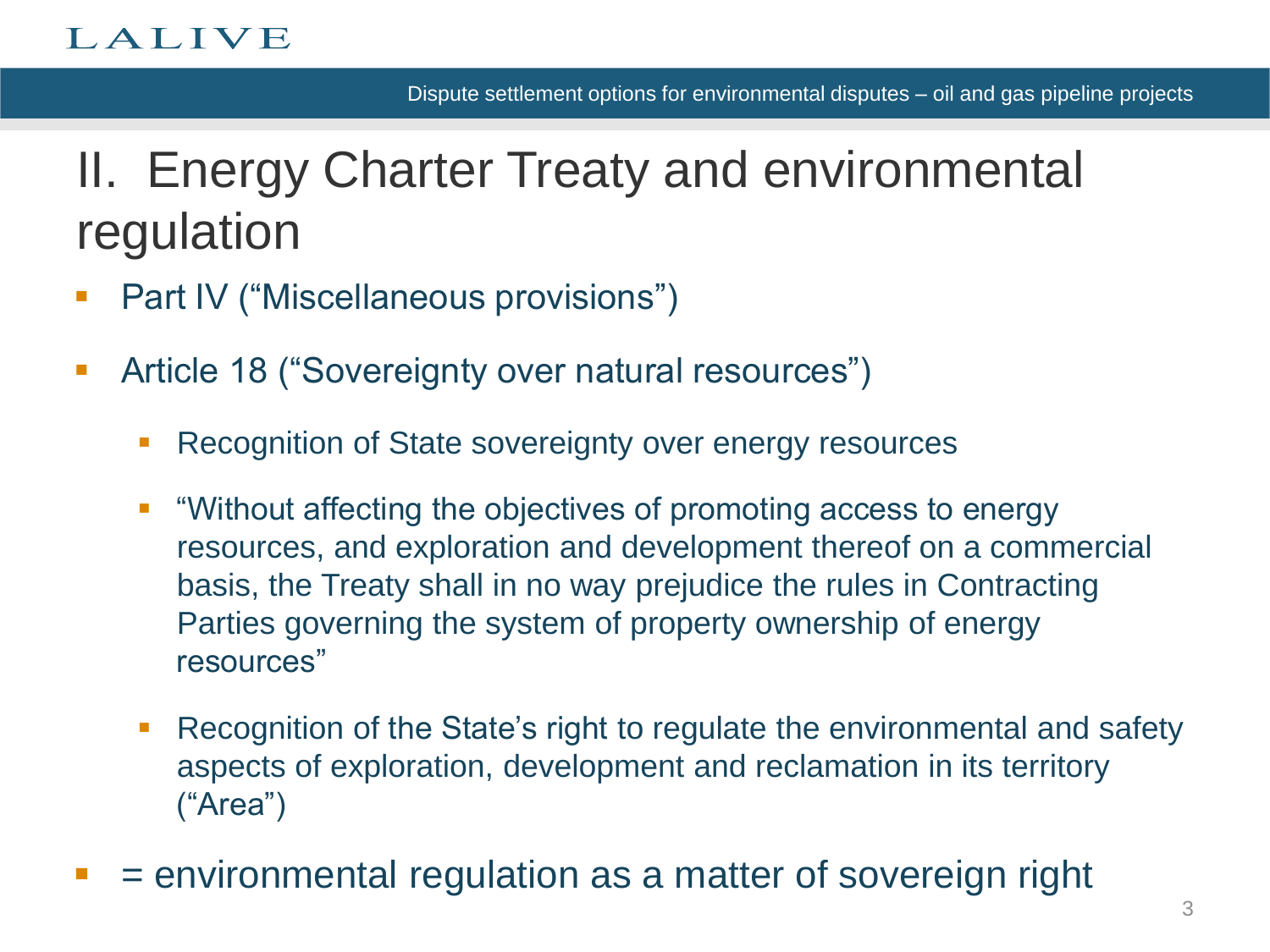# II. Energy Charter Treaty and environmental regulation

- Part IV ("Miscellaneous provisions")
- Article 18 ("Sovereignty over natural resources")
  - Recognition of State sovereignty over energy resources
  - "Without affecting the objectives of promoting access to energy resources, and exploration and development thereof on a commercial basis, the Treaty shall in no way prejudice the rules in Contracting Parties governing the system of property ownership of energy resources"
  - Recognition of the State's right to regulate the environmental and safety aspects of exploration, development and reclamation in its territory ("Area")
- = environmental regulation as a matter of sovereign right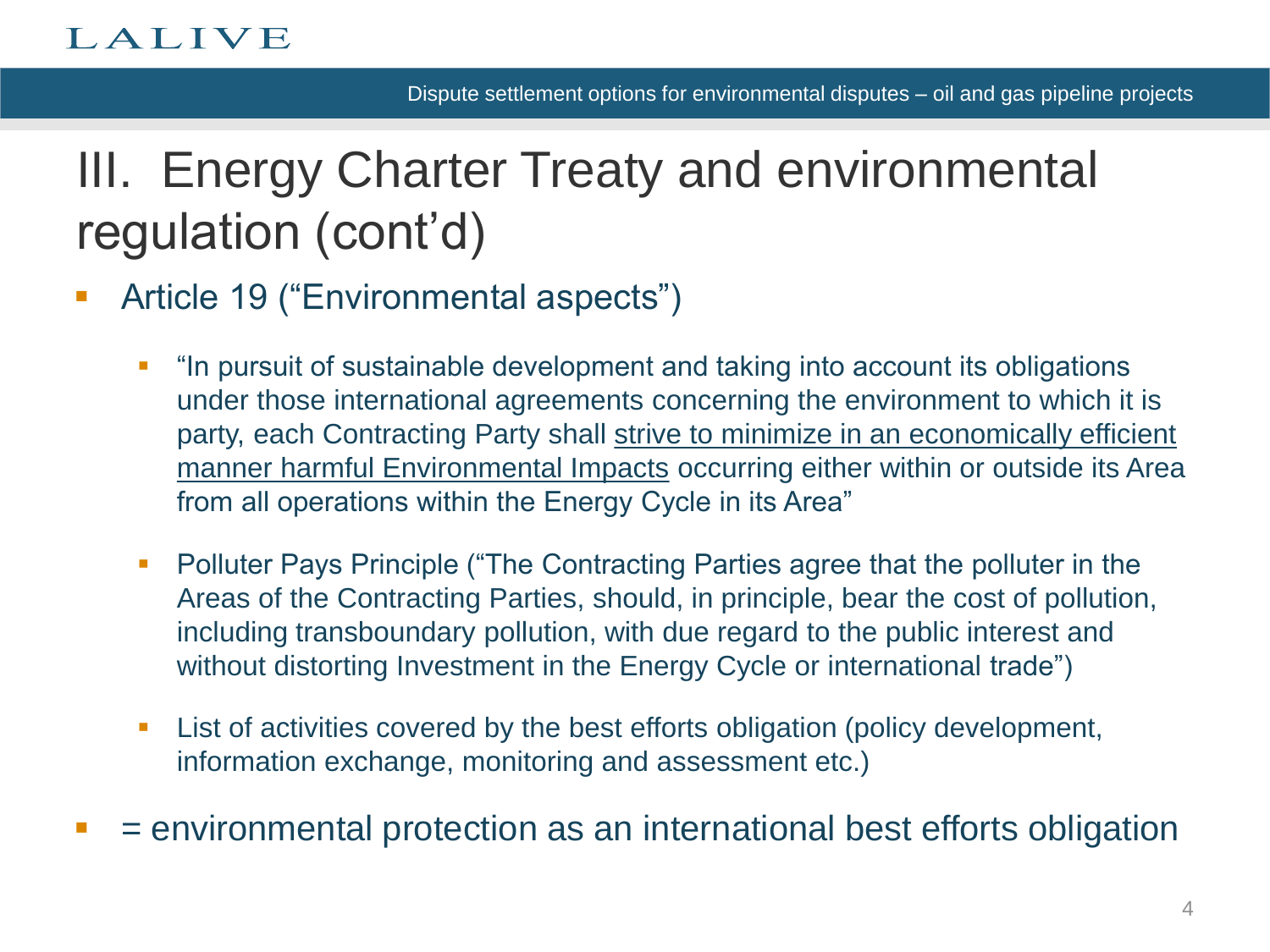# III. Energy Charter Treaty and environmental regulation (cont'd)

- Article 19 ("Environmental aspects")
  - "In pursuit of sustainable development and taking into account its obligations under those international agreements concerning the environment to which it is party, each Contracting Party shall <u>strive to minimize in an economically efficient manner harmful Environmental Impacts</u> occurring either within or outside its Area from all operations within the Energy Cycle in its Area"
  - Polluter Pays Principle ("The Contracting Parties agree that the polluter in the Areas of the Contracting Parties, should, in principle, bear the cost of pollution, including transboundary pollution, with due regard to the public interest and without distorting Investment in the Energy Cycle or international trade")
  - List of activities covered by the best efforts obligation (policy development, information exchange, monitoring and assessment etc.)
- = environmental protection as an international best efforts obligation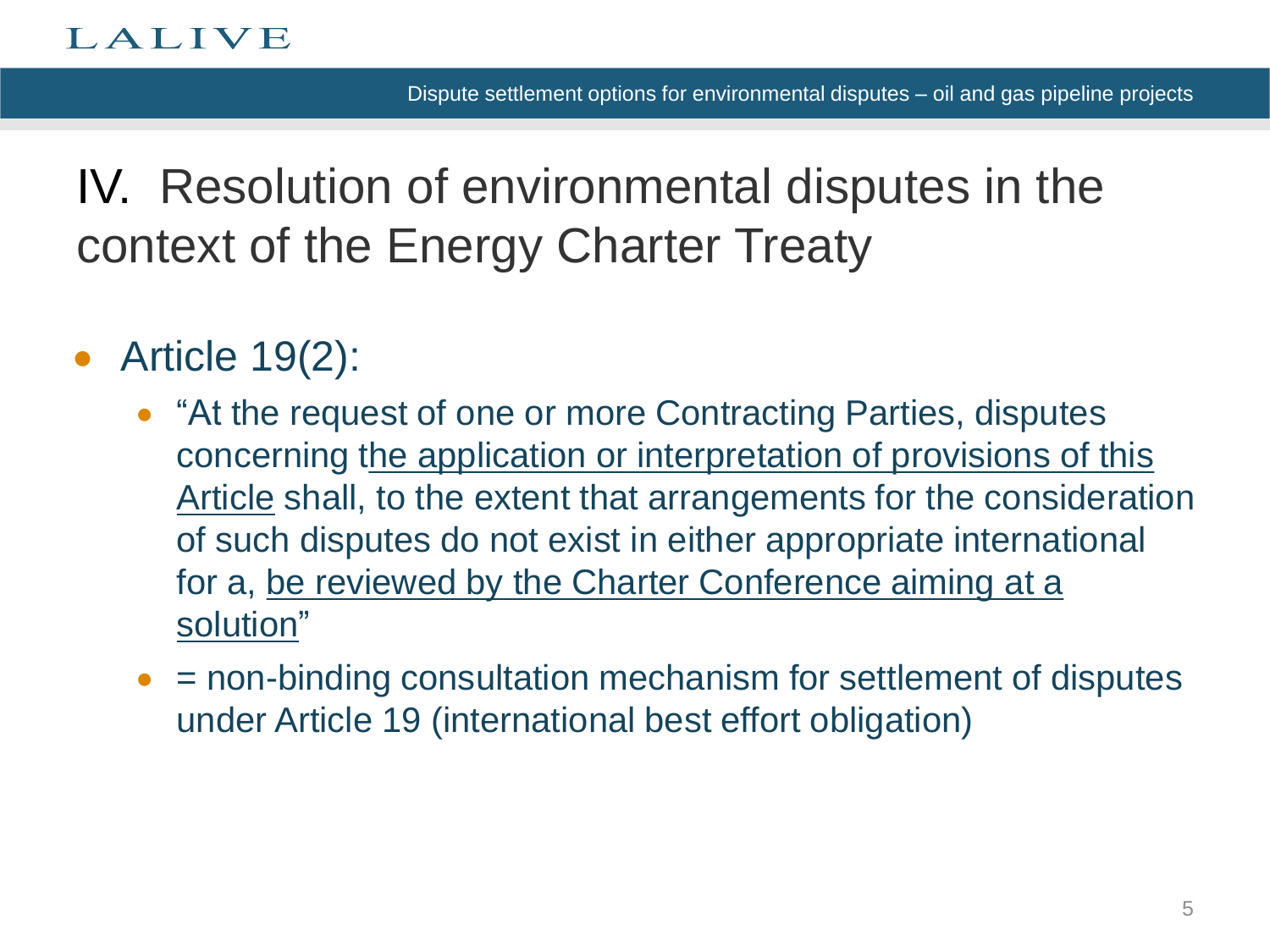# IV. Resolution of environmental disputes in the context of the Energy Charter Treaty

- Article 19(2):
  - "At the request of one or more Contracting Parties, disputes concerning t<u>he application or interpretation of provisions of this Article</u> shall, to the extent that arrangements for the consideration of such disputes do not exist in either appropriate international for a, <u>be reviewed by the Charter Conference aiming at a solution</u>"
  - = non-binding consultation mechanism for settlement of disputes under Article 19 (international best effort obligation)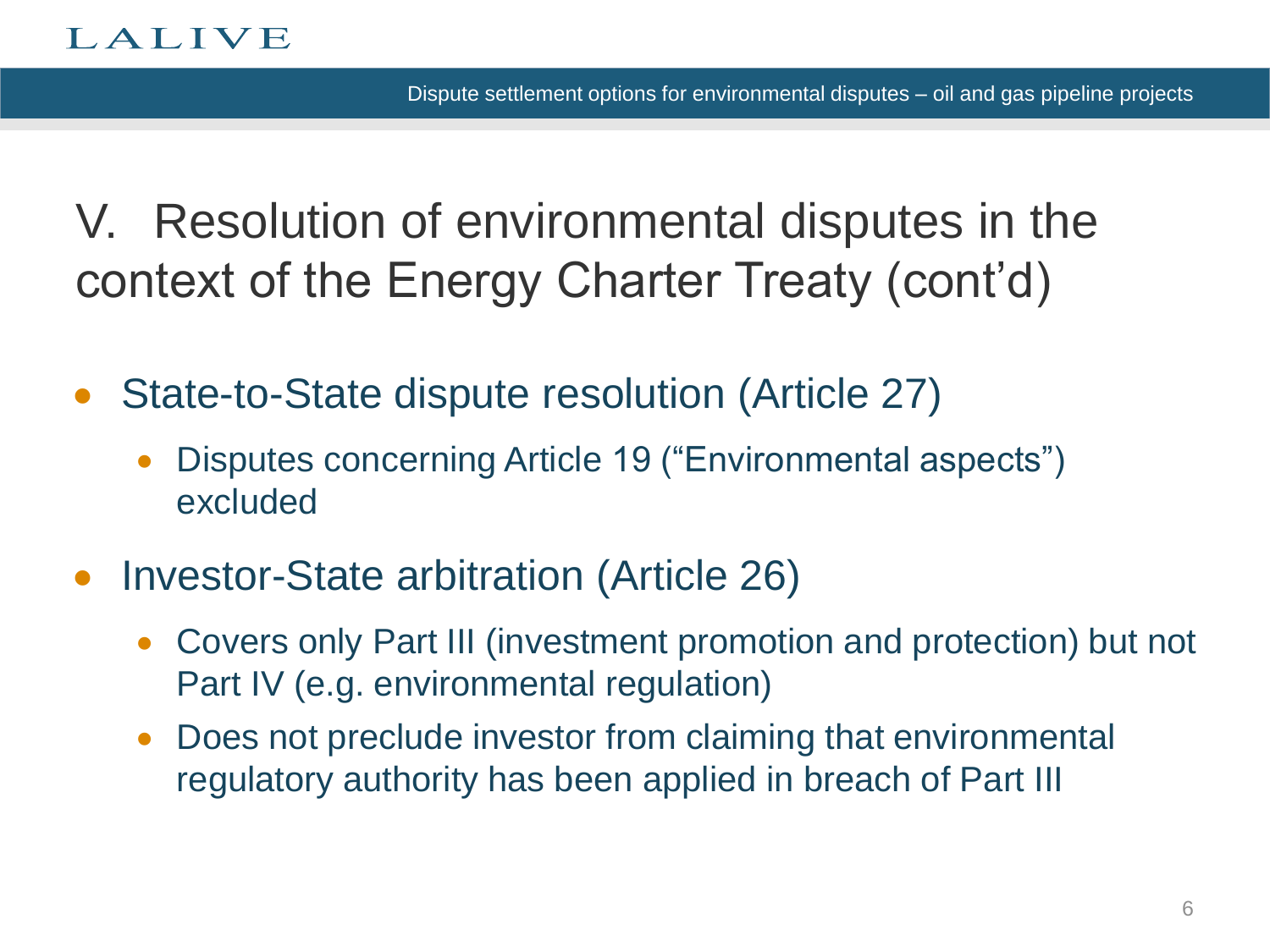# V. Resolution of environmental disputes in the context of the Energy Charter Treaty (cont'd)

- State-to-State dispute resolution (Article 27)
  - Disputes concerning Article 19 ("Environmental aspects") excluded
- Investor-State arbitration (Article 26)
  - Covers only Part III (investment promotion and protection) but not Part IV (e.g. environmental regulation)
  - Does not preclude investor from claiming that environmental regulatory authority has been applied in breach of Part III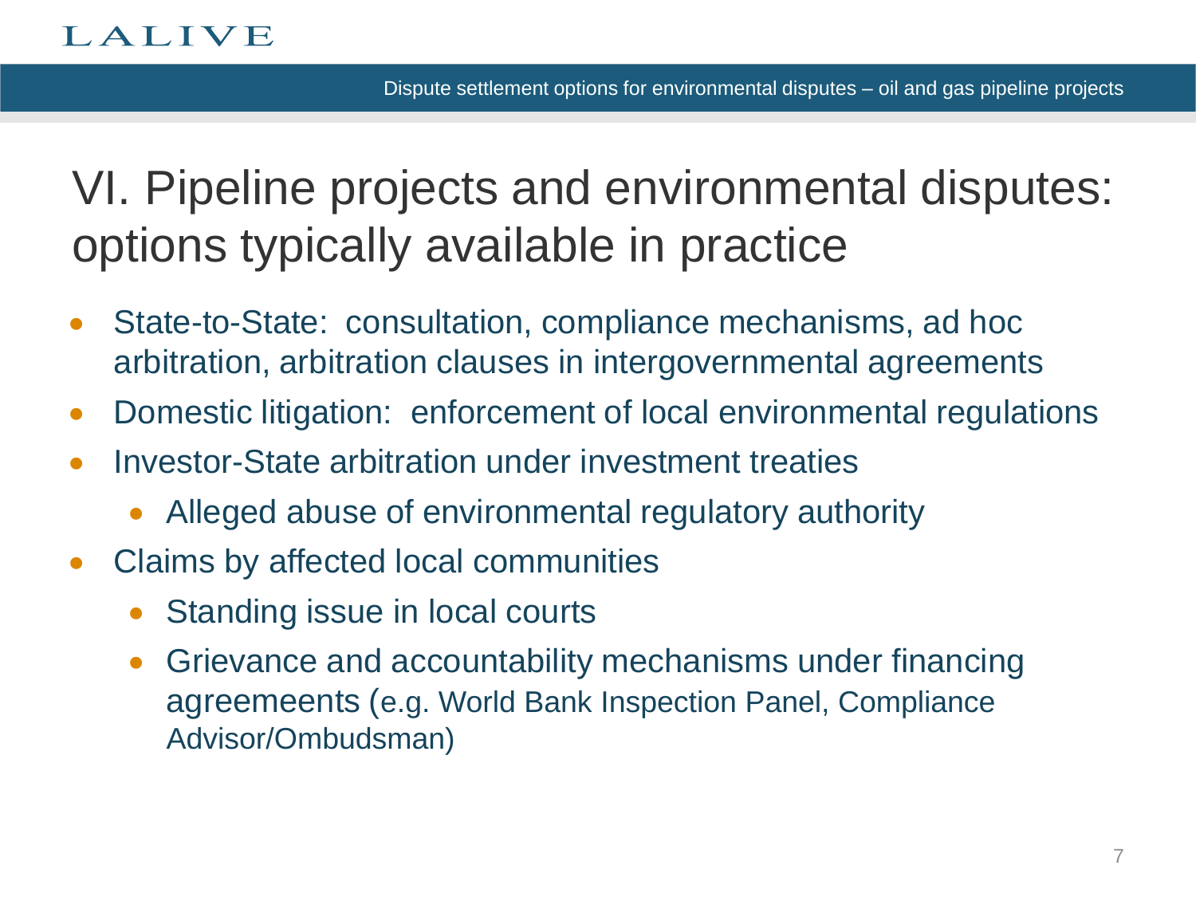# VI. Pipeline projects and environmental disputes: options typically available in practice

- State-to-State: consultation, compliance mechanisms, ad hoc arbitration, arbitration clauses in intergovernmental agreements
- Domestic litigation: enforcement of local environmental regulations
- Investor-State arbitration under investment treaties
  - Alleged abuse of environmental regulatory authority
- Claims by affected local communities
  - Standing issue in local courts
  - Grievance and accountability mechanisms under financing agreeements (e.g. World Bank Inspection Panel, Compliance Advisor/Ombudsman)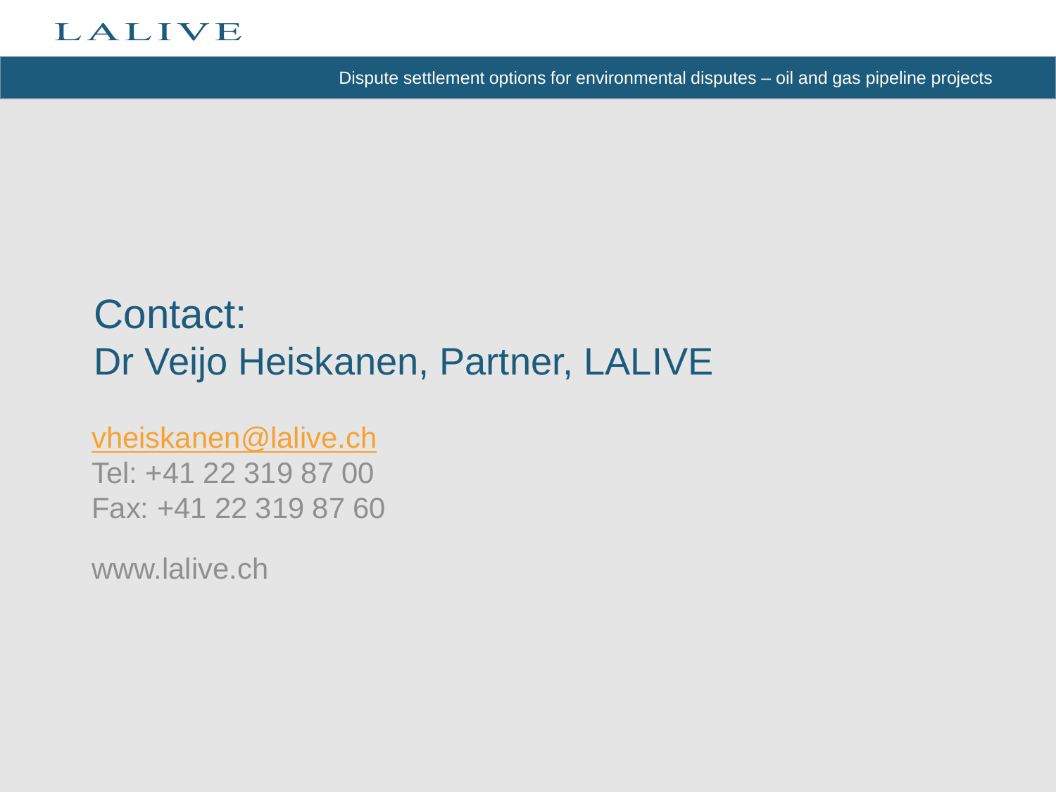## Contact:
## Dr Veijo Heiskanen, Partner, LALIVE

vheiskanen@lalive.ch
Tel: +41 22 319 87 00
Fax: +41 22 319 87 60

www.lalive.ch